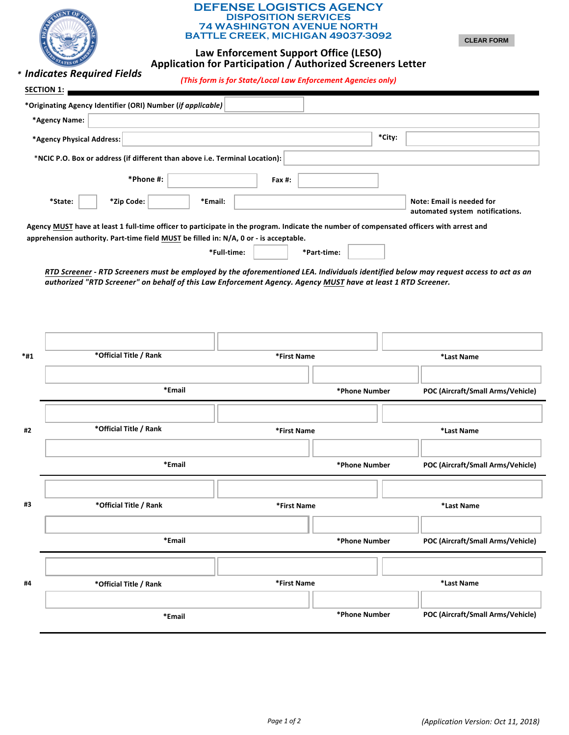# DEFENSE LOGISTICS AGENCY
## DISPOSITION SERVICES
## 74 WASHINGTON AVENUE NORTH
## BATTLE CREEK, MICHIGAN 49037-3092

CLEAR FORM

### Law Enforcement Support Office (LESO)
### Application for Participation / Authorized Screeners Letter

*(This form is for State/Local Law Enforcement Agencies only)*

*** *Indicates Required Fields***

**SECTION 1:**

**\*Originating Agency Identifier (ORI) Number (*if applicable*)** ______

**\*Agency Name:** ______

**\*Agency Physical Address:** ______ **\*City:** ______

**\*NCIC P.O. Box or address (if different than above i.e. Terminal Location):** ______

**\*Phone #:** ______ **Fax #:** ______

**\*State:** ______ **\*Zip Code:** ______ **\*Email:** ______ **Note: Email is needed for automated system notifications.**

**Agency MUST have at least 1 full-time officer to participate in the program. Indicate the number of compensated officers with arrest and apprehension authority. Part-time field MUST be filled in: N/A, 0 or - is acceptable.**

**\*Full-time:** ______ **\*Part-time:** ______

***RTD Screener - RTD Screeners must be employed by the aforementioned LEA. Individuals identified below may request access to act as an authorized "RTD Screener" on behalf of this Law Enforcement Agency. Agency MUST have at least 1 RTD Screener.***

**\*#1**

| \*Official Title / Rank | \*First Name | \*Last Name |
|---|---|---|
| | | |

| \*Email | \*Phone Number | POC (Aircraft/Small Arms/Vehicle) |
|---|---|---|
| | | |

**#2**

| \*Official Title / Rank | \*First Name | \*Last Name |
|---|---|---|
| | | |

| \*Email | \*Phone Number | POC (Aircraft/Small Arms/Vehicle) |
|---|---|---|
| | | |

**#3**

| \*Official Title / Rank | \*First Name | \*Last Name |
|---|---|---|
| | | |

| \*Email | \*Phone Number | POC (Aircraft/Small Arms/Vehicle) |
|---|---|---|
| | | |

**#4**

| \*Official Title / Rank | \*First Name | \*Last Name |
|---|---|---|
| | | |

| \*Email | \*Phone Number | POC (Aircraft/Small Arms/Vehicle) |
|---|---|---|
| | | |

*(Application Version: Oct 11, 2018)*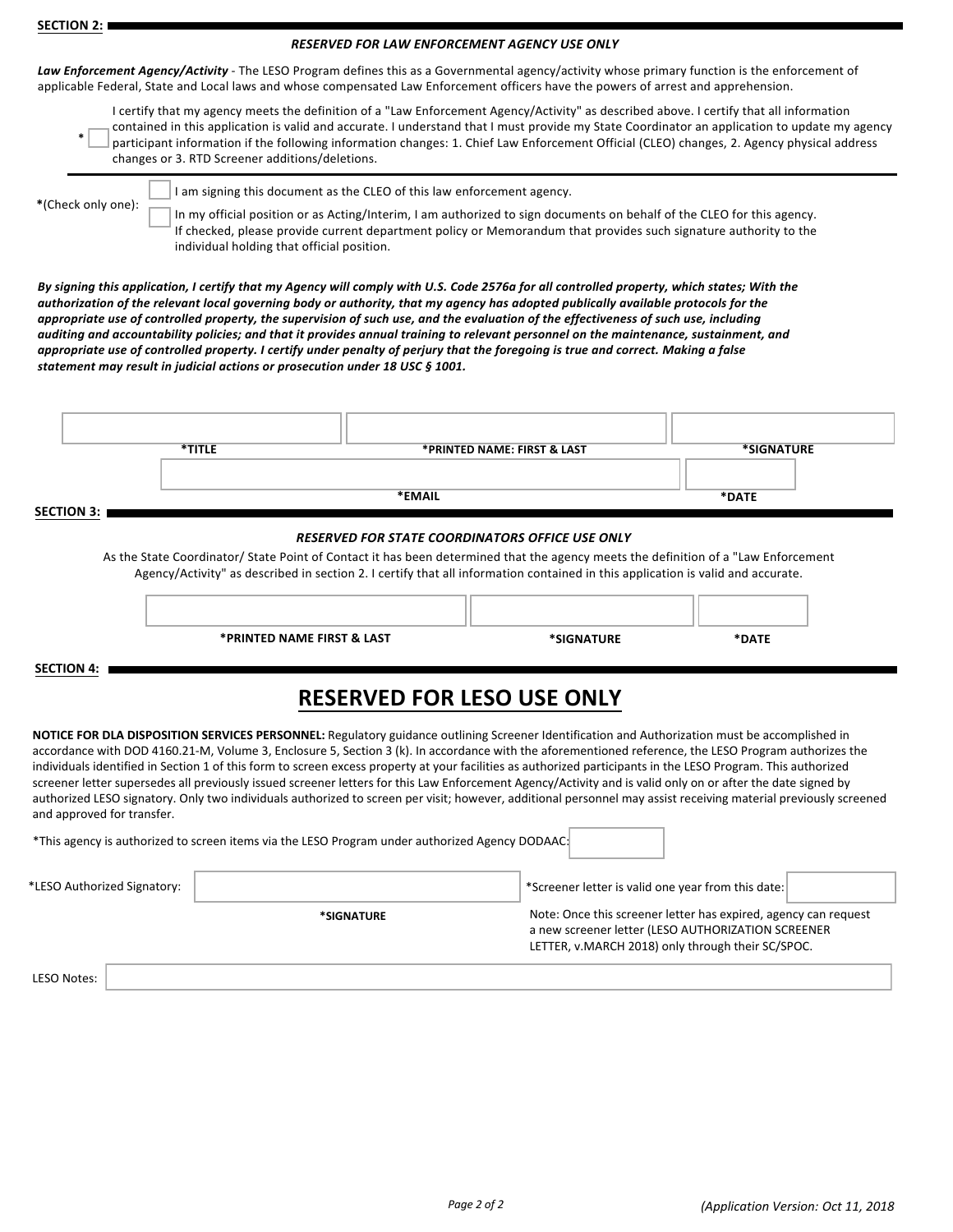**SECTION 2:**

***RESERVED FOR LAW ENFORCEMENT AGENCY USE ONLY***

***Law Enforcement Agency/Activity*** - The LESO Program defines this as a Governmental agency/activity whose primary function is the enforcement of applicable Federal, State and Local laws and whose compensated Law Enforcement officers have the powers of arrest and apprehension.

* ☐ I certify that my agency meets the definition of a "Law Enforcement Agency/Activity" as described above. I certify that all information contained in this application is valid and accurate. I understand that I must provide my State Coordinator an application to update my agency participant information if the following information changes: 1. Chief Law Enforcement Official (CLEO) changes, 2. Agency physical address changes or 3. RTD Screener additions/deletions.

**\***(Check only one):

☐ I am signing this document as the CLEO of this law enforcement agency.

☐ In my official position or as Acting/Interim, I am authorized to sign documents on behalf of the CLEO for this agency. If checked, please provide current department policy or Memorandum that provides such signature authority to the individual holding that official position.

***By signing this application, I certify that my Agency will comply with U.S. Code 2576a for all controlled property, which states; With the authorization of the relevant local governing body or authority, that my agency has adopted publically available protocols for the appropriate use of controlled property, the supervision of such use, and the evaluation of the effectiveness of such use, including auditing and accountability policies; and that it provides annual training to relevant personnel on the maintenance, sustainment, and appropriate use of controlled property. I certify under penalty of perjury that the foregoing is true and correct. Making a false statement may result in judicial actions or prosecution under 18 USC § 1001.***

| | | |
|---|---|---|
| **\*TITLE** | **\*PRINTED NAME: FIRST & LAST** | **\*SIGNATURE** |
| | **\*EMAIL** | **\*DATE** |

**SECTION 3:**

***RESERVED FOR STATE COORDINATORS OFFICE USE ONLY***

As the State Coordinator/ State Point of Contact it has been determined that the agency meets the definition of a "Law Enforcement Agency/Activity" as described in section 2. I certify that all information contained in this application is valid and accurate.

| | | |
|---|---|---|
| **\*PRINTED NAME FIRST & LAST** | **\*SIGNATURE** | **\*DATE** |

**SECTION 4:**

## RESERVED FOR LESO USE ONLY

**NOTICE FOR DLA DISPOSITION SERVICES PERSONNEL:** Regulatory guidance outlining Screener Identification and Authorization must be accomplished in accordance with DOD 4160.21-M, Volume 3, Enclosure 5, Section 3 (k). In accordance with the aforementioned reference, the LESO Program authorizes the individuals identified in Section 1 of this form to screen excess property at your facilities as authorized participants in the LESO Program. This authorized screener letter supersedes all previously issued screener letters for this Law Enforcement Agency/Activity and is valid only on or after the date signed by authorized LESO signatory. Only two individuals authorized to screen per visit; however, additional personnel may assist receiving material previously screened and approved for transfer.

*This agency is authorized to screen items via the LESO Program under authorized Agency DODAAC:

*LESO Authorized Signatory:

**\*SIGNATURE**

*Screener letter is valid one year from this date:

Note: Once this screener letter has expired, agency can request a new screener letter (LESO AUTHORIZATION SCREENER LETTER, v.MARCH 2018) only through their SC/SPOC.

LESO Notes:

*(Application Version: Oct 11, 2018)*